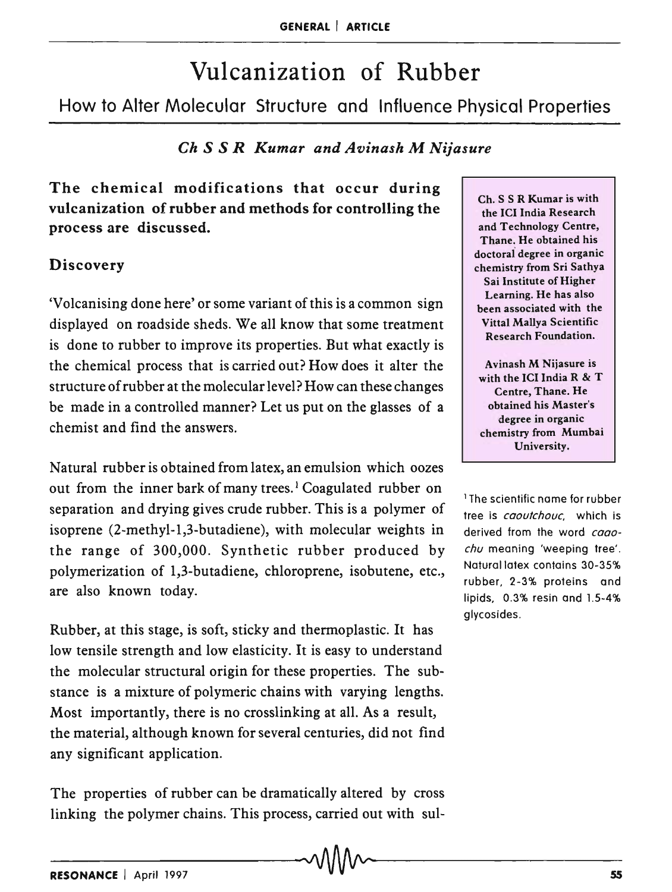# Vulcanization of Rubber

## How to Alter Molecular Structure and Influence Physical Properties

***Ch S S R Kumar and Avinash M Nijasure***

**The chemical modifications that occur during vulcanization of rubber and methods for controlling the process are discussed.**

Ch. S S R Kumar is with the ICI India Research and Technology Centre, Thane. He obtained his doctoral degree in organic chemistry from Sri Sathya Sai Institute of Higher Learning. He has also been associated with the Vittal Mallya Scientific Research Foundation.

Avinash M Nijasure is with the ICI India R & T Centre, Thane. He obtained his Master's degree in organic chemistry from Mumbai University.

### Discovery

'Volcanising done here' or some variant of this is a common sign displayed on roadside sheds. We all know that some treatment is done to rubber to improve its properties. But what exactly is the chemical process that is carried out? How does it alter the structure of rubber at the molecular level? How can these changes be made in a controlled manner? Let us put on the glasses of a chemist and find the answers.

Natural rubber is obtained from latex, an emulsion which oozes out from the inner bark of many trees.[1] Coagulated rubber on separation and drying gives crude rubber. This is a polymer of isoprene (2-methyl-1,3-butadiene), with molecular weights in the range of 300,000. Synthetic rubber produced by polymerization of 1,3-butadiene, chloroprene, isobutene, etc., are also known today.

[1] The scientific name for rubber tree is *caoutchouc*, which is derived from the word *caao-chu* meaning 'weeping tree'. Natural latex contains 30-35% rubber, 2-3% proteins and lipids, 0.3% resin and 1.5-4% glycosides.

Rubber, at this stage, is soft, sticky and thermoplastic. It has low tensile strength and low elasticity. It is easy to understand the molecular structural origin for these properties. The substance is a mixture of polymeric chains with varying lengths. Most importantly, there is no crosslinking at all. As a result, the material, although known for several centuries, did not find any significant application.

The properties of rubber can be dramatically altered by cross linking the polymer chains. This process, carried out with sul-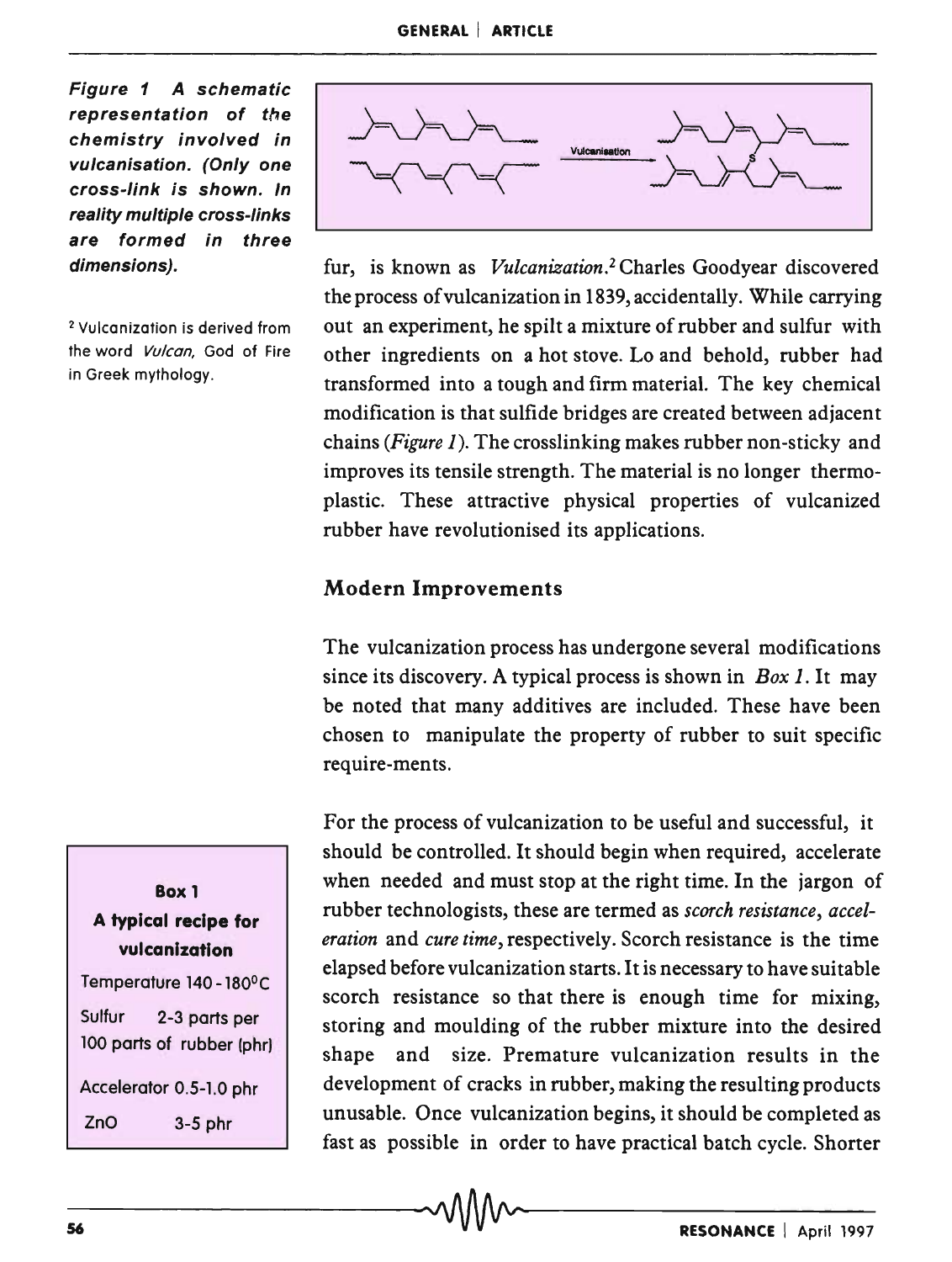**Figure 1 A schematic representation of the chemistry involved in vulcanisation. (Only one cross-link is shown. In reality multiple cross-links are formed in three dimensions).**

fur, is known as *Vulcanization*.[2] Charles Goodyear discovered the process of vulcanization in 1839, accidentally. While carrying out an experiment, he spilt a mixture of rubber and sulfur with other ingredients on a hot stove. Lo and behold, rubber had transformed into a tough and firm material. The key chemical modification is that sulfide bridges are created between adjacent chains (*Figure 1*). The crosslinking makes rubber non-sticky and improves its tensile strength. The material is no longer thermoplastic. These attractive physical properties of vulcanized rubber have revolutionised its applications.

[2] Vulcanization is derived from the word *Vulcan*, God of Fire in Greek mythology.

## Modern Improvements

The vulcanization process has undergone several modifications since its discovery. A typical process is shown in *Box 1*. It may be noted that many additives are included. These have been chosen to manipulate the property of rubber to suit specific require-ments.

For the process of vulcanization to be useful and successful, it should be controlled. It should begin when required, accelerate when needed and must stop at the right time. In the jargon of rubber technologists, these are termed as *scorch resistance*, *acceleration* and *cure time*, respectively. Scorch resistance is the time elapsed before vulcanization starts. It is necessary to have suitable scorch resistance so that there is enough time for mixing, storing and moulding of the rubber mixture into the desired shape and size. Premature vulcanization results in the development of cracks in rubber, making the resulting products unusable. Once vulcanization begins, it should be completed as fast as possible in order to have practical batch cycle. Shorter

**Box 1**

**A typical recipe for vulcanization**

Temperature 140 - 180°C

Sulfur 2-3 parts per 100 parts of rubber (phr)

Accelerator 0.5-1.0 phr

ZnO 3-5 phr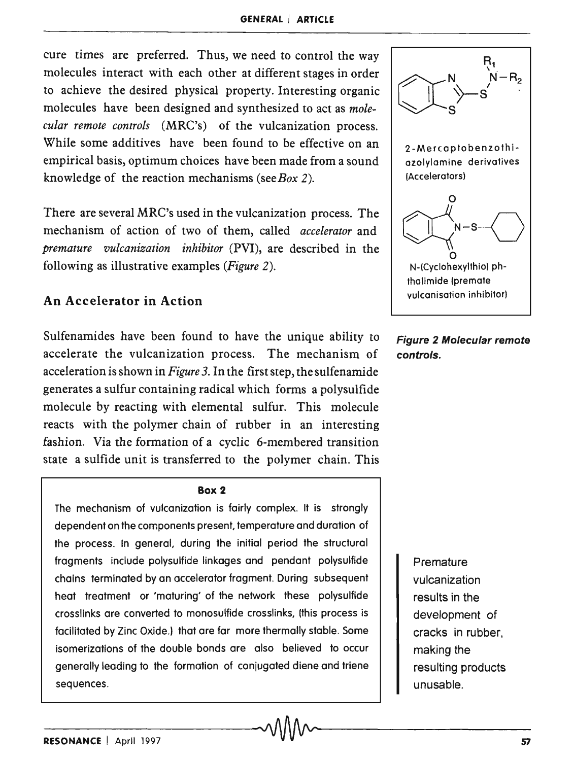cure times are preferred. Thus, we need to control the way molecules interact with each other at different stages in order to achieve the desired physical property. Interesting organic molecules have been designed and synthesized to act as *molecular remote controls* (MRC's) of the vulcanization process. While some additives have been found to be effective on an empirical basis, optimum choices have been made from a sound knowledge of the reaction mechanisms (see *Box 2*).

There are several MRC's used in the vulcanization process. The mechanism of action of two of them, called *accelerator* and *premature vulcanization inhibitor* (PVI), are described in the following as illustrative examples (*Figure 2*).

2-Mercaptobenzothiazolylamine derivatives (Accelerators)

N-(Cyclohexylthio) phthalimide (premate vulcanisation inhibitor)

**Figure 2 Molecular remote controls.**

## An Accelerator in Action

Sulfenamides have been found to have the unique ability to accelerate the vulcanization process. The mechanism of acceleration is shown in *Figure 3*. In the first step, the sulfenamide generates a sulfur containing radical which forms a polysulfide molecule by reacting with elemental sulfur. This molecule reacts with the polymer chain of rubber in an interesting fashion. Via the formation of a cyclic 6-membered transition state a sulfide unit is transferred to the polymer chain. This

> **Box 2**
>
> The mechanism of vulcanization is fairly complex. It is strongly dependent on the components present, temperature and duration of the process. In general, during the initial period the structural fragments include polysulfide linkages and pendant polysulfide chains terminated by an accelerator fragment. During subsequent heat treatment or 'maturing' of the network these polysulfide crosslinks are converted to monosulfide crosslinks, (this process is facilitated by Zinc Oxide.) that are far more thermally stable. Some isomerizations of the double bonds are also believed to occur generally leading to the formation of conjugated diene and triene sequences.

Premature vulcanization results in the development of cracks in rubber, making the resulting products unusable.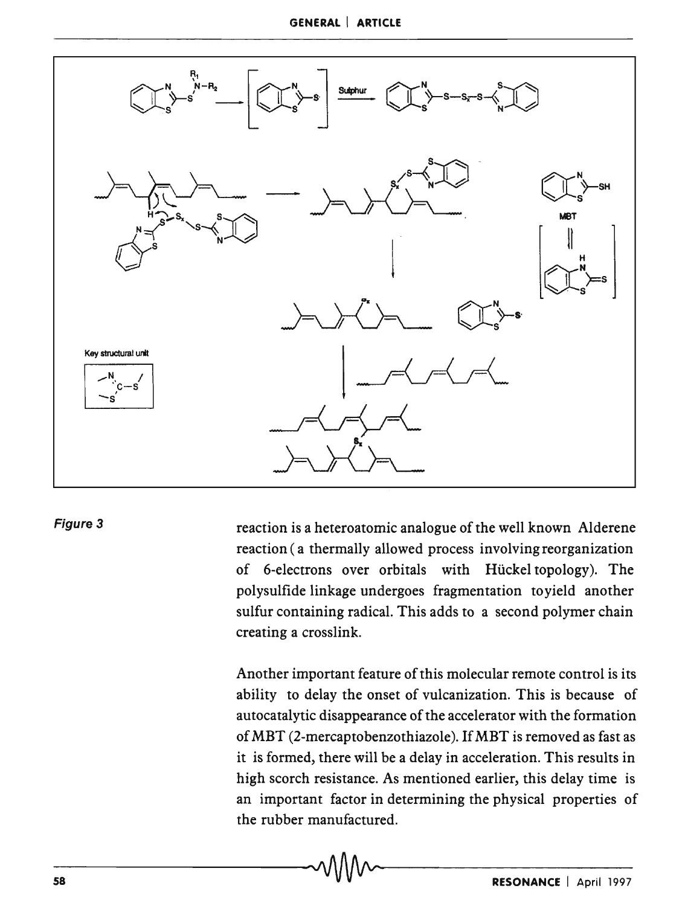Figure 3

reaction is a heteroatomic analogue of the well known Alderene reaction ( a thermally allowed process involving reorganization of 6-electrons over orbitals with Hückel topology). The polysulfide linkage undergoes fragmentation to yield another sulfur containing radical. This adds to a second polymer chain creating a crosslink.

Another important feature of this molecular remote control is its ability to delay the onset of vulcanization. This is because of autocatalytic disappearance of the accelerator with the formation of MBT (2-mercaptobenzothiazole). If MBT is removed as fast as it is formed, there will be a delay in acceleration. This results in high scorch resistance. As mentioned earlier, this delay time is an important factor in determining the physical properties of the rubber manufactured.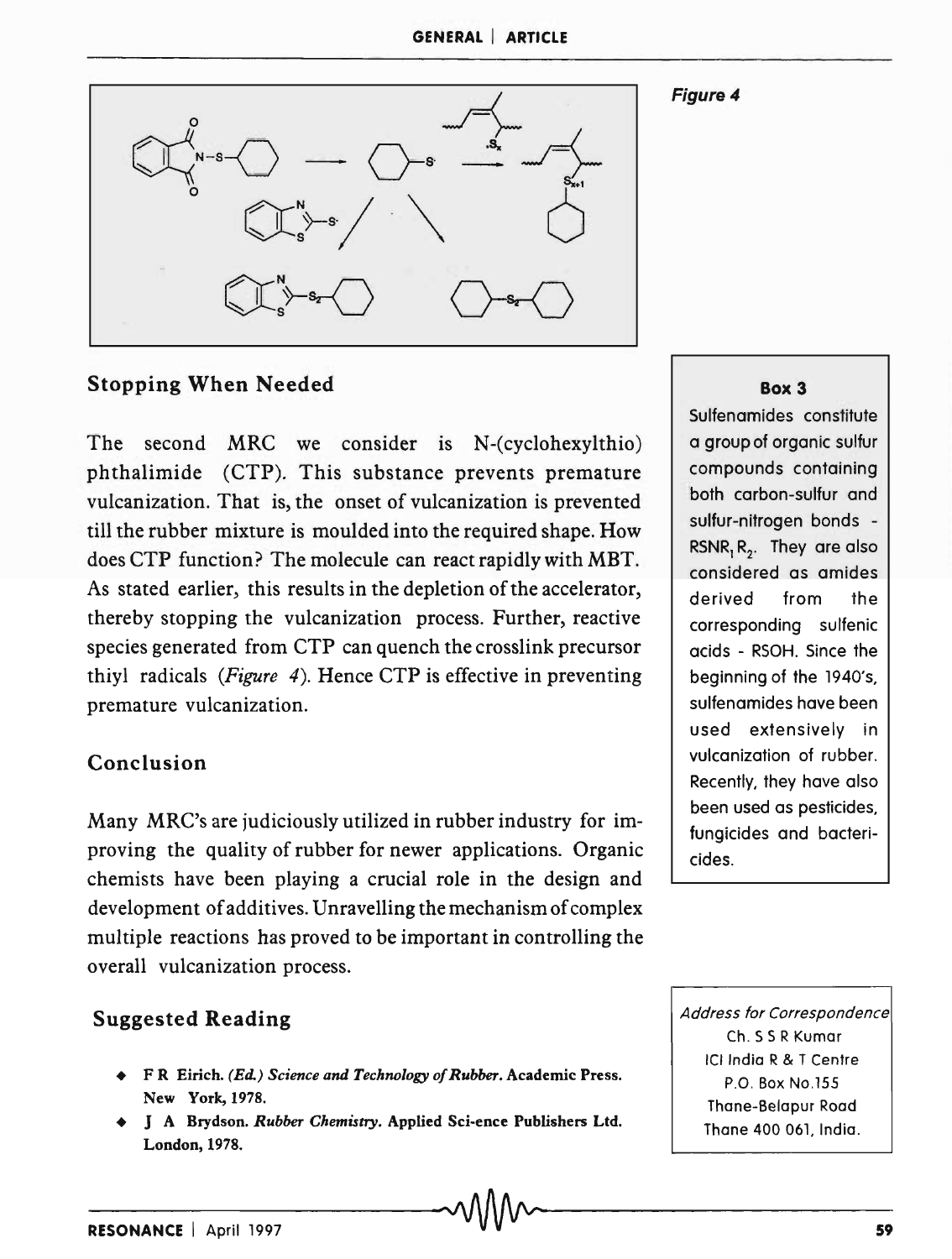Figure 4

## Stopping When Needed

The second MRC we consider is N-(cyclohexylthio) phthalimide (CTP). This substance prevents premature vulcanization. That is, the onset of vulcanization is prevented till the rubber mixture is moulded into the required shape. How does CTP function? The molecule can react rapidly with MBT. As stated earlier, this results in the depletion of the accelerator, thereby stopping the vulcanization process. Further, reactive species generated from CTP can quench the crosslink precursor thiyl radicals (*Figure 4*). Hence CTP is effective in preventing premature vulcanization.

**Box 3**

Sulfenamides constitute a group of organic sulfur compounds containing both carbon-sulfur and sulfur-nitrogen bonds - $RSNR_1R_2$. They are also considered as amides derived from the corresponding sulfenic acids - RSOH. Since the beginning of the 1940's, sulfenamides have been used extensively in vulcanization of rubber. Recently, they have also been used as pesticides, fungicides and bactericides.

## Conclusion

Many MRC's are judiciously utilized in rubber industry for improving the quality of rubber for newer applications. Organic chemists have been playing a crucial role in the design and development of additives. Unravelling the mechanism of complex multiple reactions has proved to be important in controlling the overall vulcanization process.

## Suggested Reading

- F R Eirich. *(Ed.) Science and Technology of Rubber.* Academic Press. New York, 1978.
- J A Brydson. *Rubber Chemistry.* Applied Sci-ence Publishers Ltd. London, 1978.

*Address for Correspondence*
Ch. S S R Kumar
ICI India R & T Centre
P.O. Box No.155
Thane-Belapur Road
Thane 400 061, India.